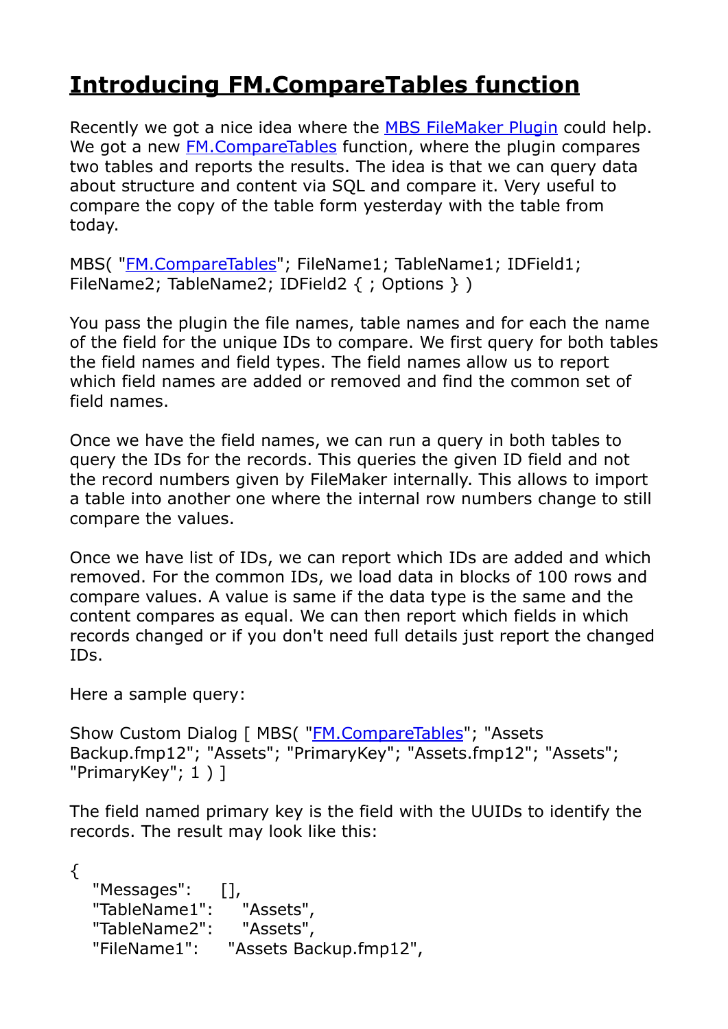# Introducing FM.CompareTables function

Recently we got a nice idea where the [MBS FileMaker Plugin] could help. We got a new [FM.CompareTables] function, where the plugin compares two tables and reports the results. The idea is that we can query data about structure and content via SQL and compare it. Very useful to compare the copy of the table form yesterday with the table from today.

MBS( "FM.CompareTables"; FileName1; TableName1; IDField1; FileName2; TableName2; IDField2 { ; Options } )

You pass the plugin the file names, table names and for each the name of the field for the unique IDs to compare. We first query for both tables the field names and field types. The field names allow us to report which field names are added or removed and find the common set of field names.

Once we have the field names, we can run a query in both tables to query the IDs for the records. This queries the given ID field and not the record numbers given by FileMaker internally. This allows to import a table into another one where the internal row numbers change to still compare the values.

Once we have list of IDs, we can report which IDs are added and which removed. For the common IDs, we load data in blocks of 100 rows and compare values. A value is same if the data type is the same and the content compares as equal. We can then report which fields in which records changed or if you don't need full details just report the changed IDs.

Here a sample query:

Show Custom Dialog [ MBS( "FM.CompareTables"; "Assets Backup.fmp12"; "Assets"; "PrimaryKey"; "Assets.fmp12"; "Assets"; "PrimaryKey"; 1 ) ]

The field named primary key is the field with the UUIDs to identify the records. The result may look like this:

```
{
   "Messages":    [],
   "TableName1":    "Assets",
   "TableName2":    "Assets",
   "FileName1":    "Assets Backup.fmp12",
```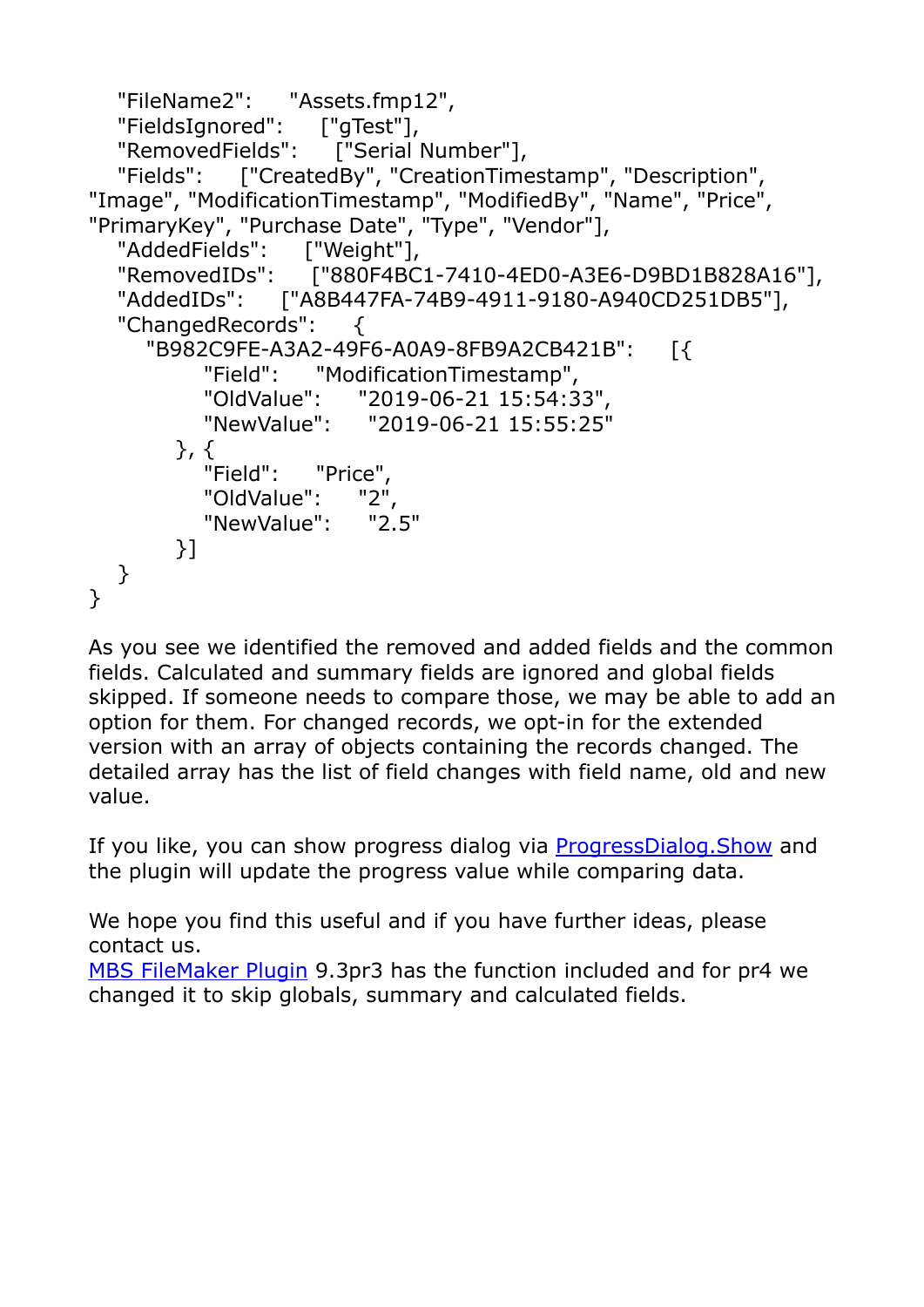```
   "FileName2":    "Assets.fmp12",
   "FieldsIgnored":    ["gTest"],
   "RemovedFields":    ["Serial Number"],
   "Fields":    ["CreatedBy", "CreationTimestamp", "Description",
"Image", "ModificationTimestamp", "ModifiedBy", "Name", "Price",
"PrimaryKey", "Purchase Date", "Type", "Vendor"],
   "AddedFields":    ["Weight"],
   "RemovedIDs":    ["880F4BC1-7410-4ED0-A3E6-D9BD1B828A16"],
   "AddedIDs":    ["A8B447FA-74B9-4911-9180-A940CD251DB5"],
   "ChangedRecords":    {
      "B982C9FE-A3A2-49F6-A0A9-8FB9A2CB421B":    [{
            "Field":    "ModificationTimestamp",
            "OldValue":    "2019-06-21 15:54:33",
            "NewValue":    "2019-06-21 15:55:25"
         }, {
            "Field":    "Price",
            "OldValue":    "2",
            "NewValue":    "2.5"
         }]
   }
}
```

As you see we identified the removed and added fields and the common fields. Calculated and summary fields are ignored and global fields skipped. If someone needs to compare those, we may be able to add an option for them. For changed records, we opt-in for the extended version with an array of objects containing the records changed. The detailed array has the list of field changes with field name, old and new value.

If you like, you can show progress dialog via [ProgressDialog.Show] and the plugin will update the progress value while comparing data.

We hope you find this useful and if you have further ideas, please contact us.
[MBS FileMaker Plugin] 9.3pr3 has the function included and for pr4 we changed it to skip globals, summary and calculated fields.